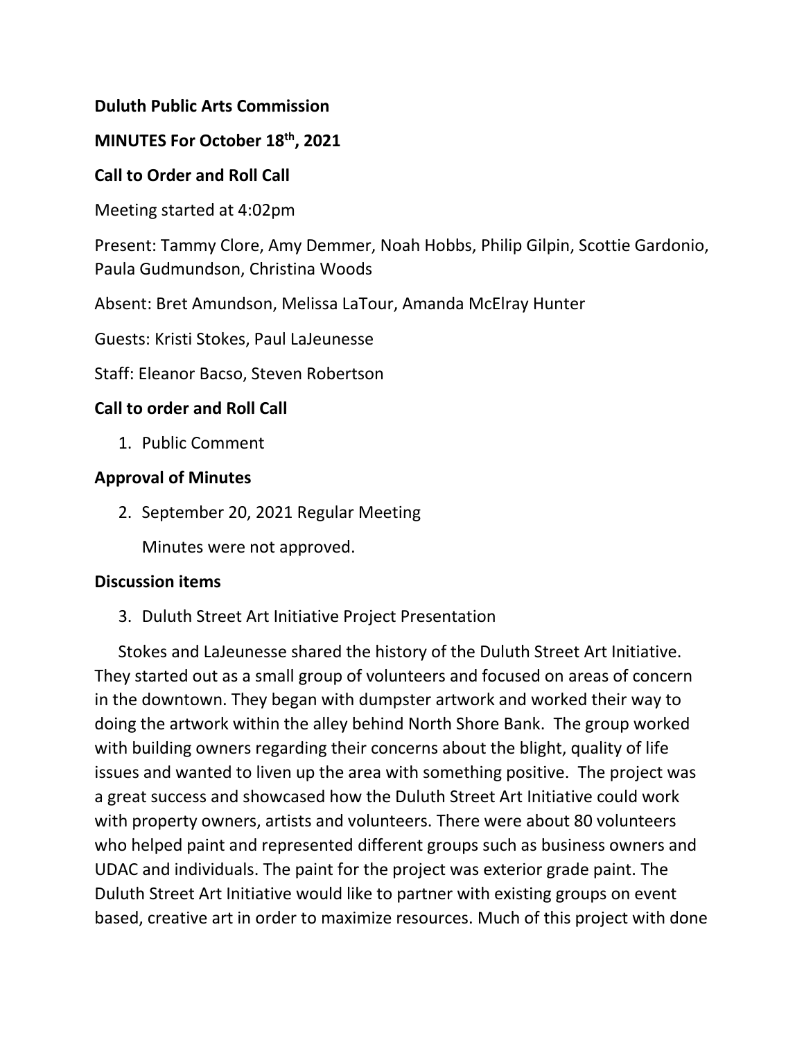**Duluth Public Arts Commission**

**MINUTES For October 18th, 2021**

**Call to Order and Roll Call**

Meeting started at 4:02pm

Present: Tammy Clore, Amy Demmer, Noah Hobbs, Philip Gilpin, Scottie Gardonio, Paula Gudmundson, Christina Woods

Absent: Bret Amundson, Melissa LaTour, Amanda McElray Hunter

Guests: Kristi Stokes, Paul LaJeunesse

Staff: Eleanor Bacso, Steven Robertson

**Call to order and Roll Call**

1. Public Comment

**Approval of Minutes**

2. September 20, 2021 Regular Meeting

   Minutes were not approved.

**Discussion items**

3. Duluth Street Art Initiative Project Presentation

Stokes and LaJeunesse shared the history of the Duluth Street Art Initiative. They started out as a small group of volunteers and focused on areas of concern in the downtown. They began with dumpster artwork and worked their way to doing the artwork within the alley behind North Shore Bank. The group worked with building owners regarding their concerns about the blight, quality of life issues and wanted to liven up the area with something positive. The project was a great success and showcased how the Duluth Street Art Initiative could work with property owners, artists and volunteers. There were about 80 volunteers who helped paint and represented different groups such as business owners and UDAC and individuals. The paint for the project was exterior grade paint. The Duluth Street Art Initiative would like to partner with existing groups on event based, creative art in order to maximize resources. Much of this project with done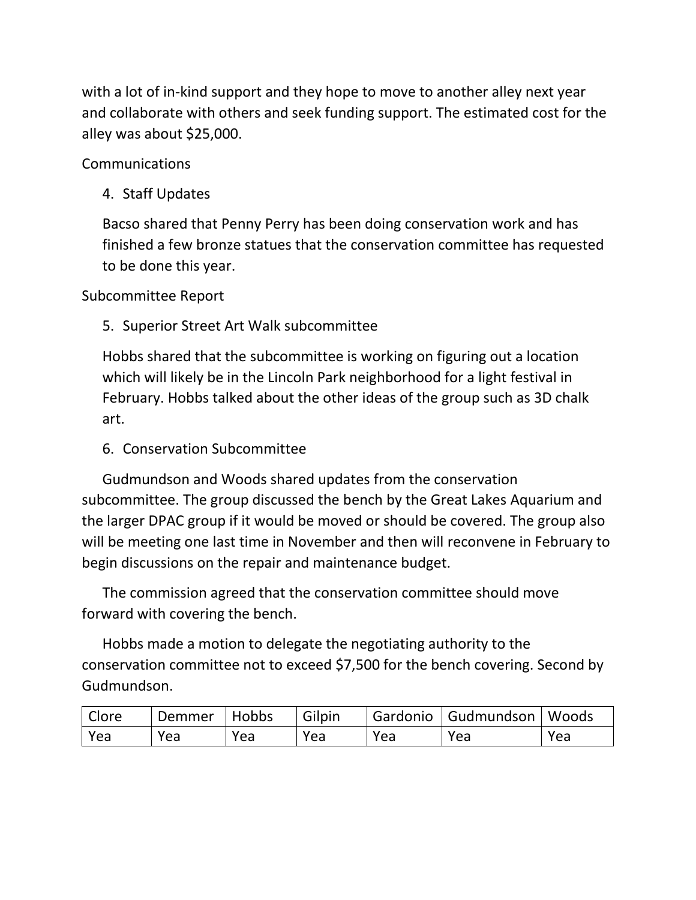with a lot of in-kind support and they hope to move to another alley next year and collaborate with others and seek funding support. The estimated cost for the alley was about $25,000.

Communications

4. Staff Updates

   Bacso shared that Penny Perry has been doing conservation work and has finished a few bronze statues that the conservation committee has requested to be done this year.

Subcommittee Report

5. Superior Street Art Walk subcommittee

   Hobbs shared that the subcommittee is working on figuring out a location which will likely be in the Lincoln Park neighborhood for a light festival in February. Hobbs talked about the other ideas of the group such as 3D chalk art.

6. Conservation Subcommittee

Gudmundson and Woods shared updates from the conservation subcommittee. The group discussed the bench by the Great Lakes Aquarium and the larger DPAC group if it would be moved or should be covered. The group also will be meeting one last time in November and then will reconvene in February to begin discussions on the repair and maintenance budget.

The commission agreed that the conservation committee should move forward with covering the bench.

Hobbs made a motion to delegate the negotiating authority to the conservation committee not to exceed $7,500 for the bench covering. Second by Gudmundson.

| Clore | Demmer | Hobbs | Gilpin | Gardonio | Gudmundson | Woods |
|---|---|---|---|---|---|---|
| Yea | Yea | Yea | Yea | Yea | Yea | Yea |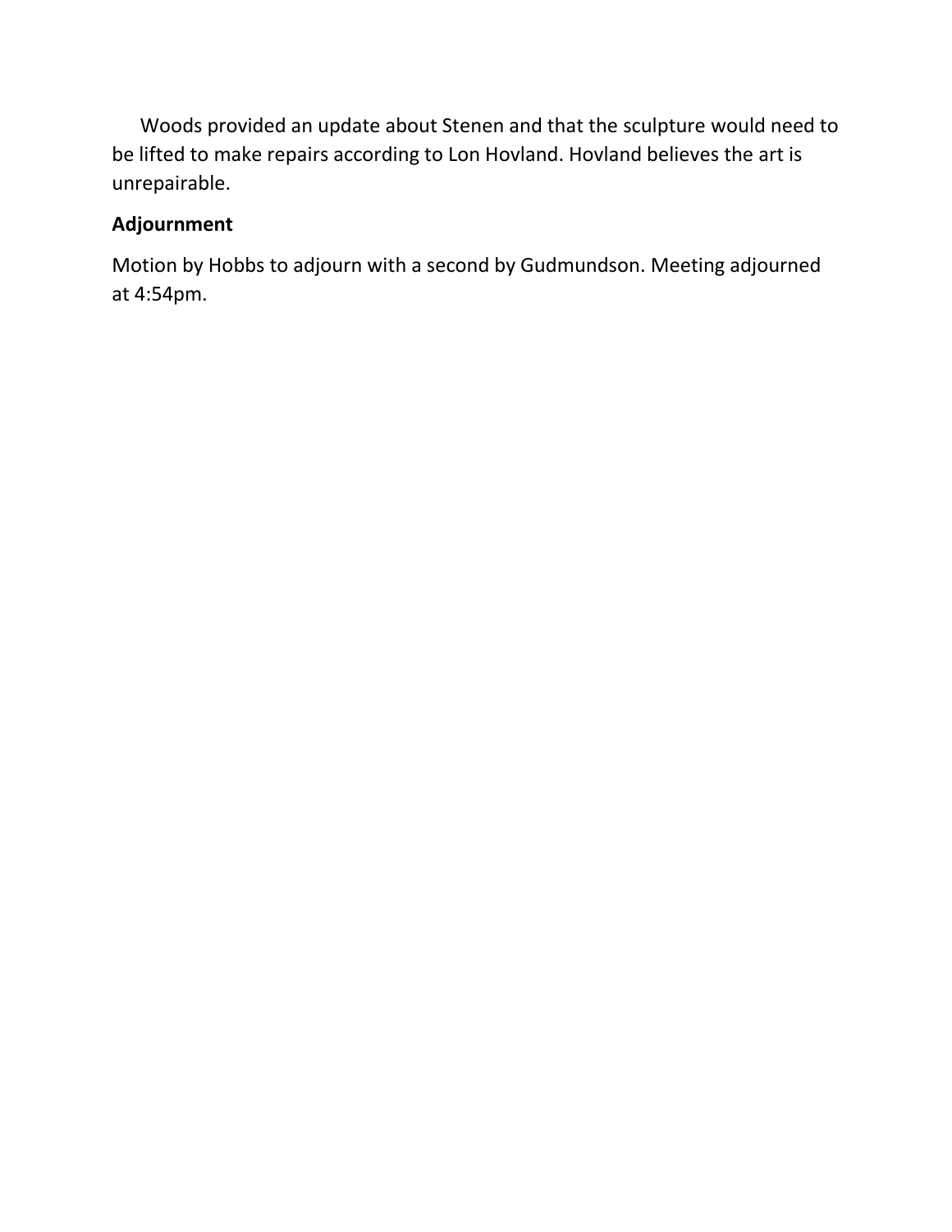Woods provided an update about Stenen and that the sculpture would need to be lifted to make repairs according to Lon Hovland. Hovland believes the art is unrepairable.

### Adjournment

Motion by Hobbs to adjourn with a second by Gudmundson. Meeting adjourned at 4:54pm.